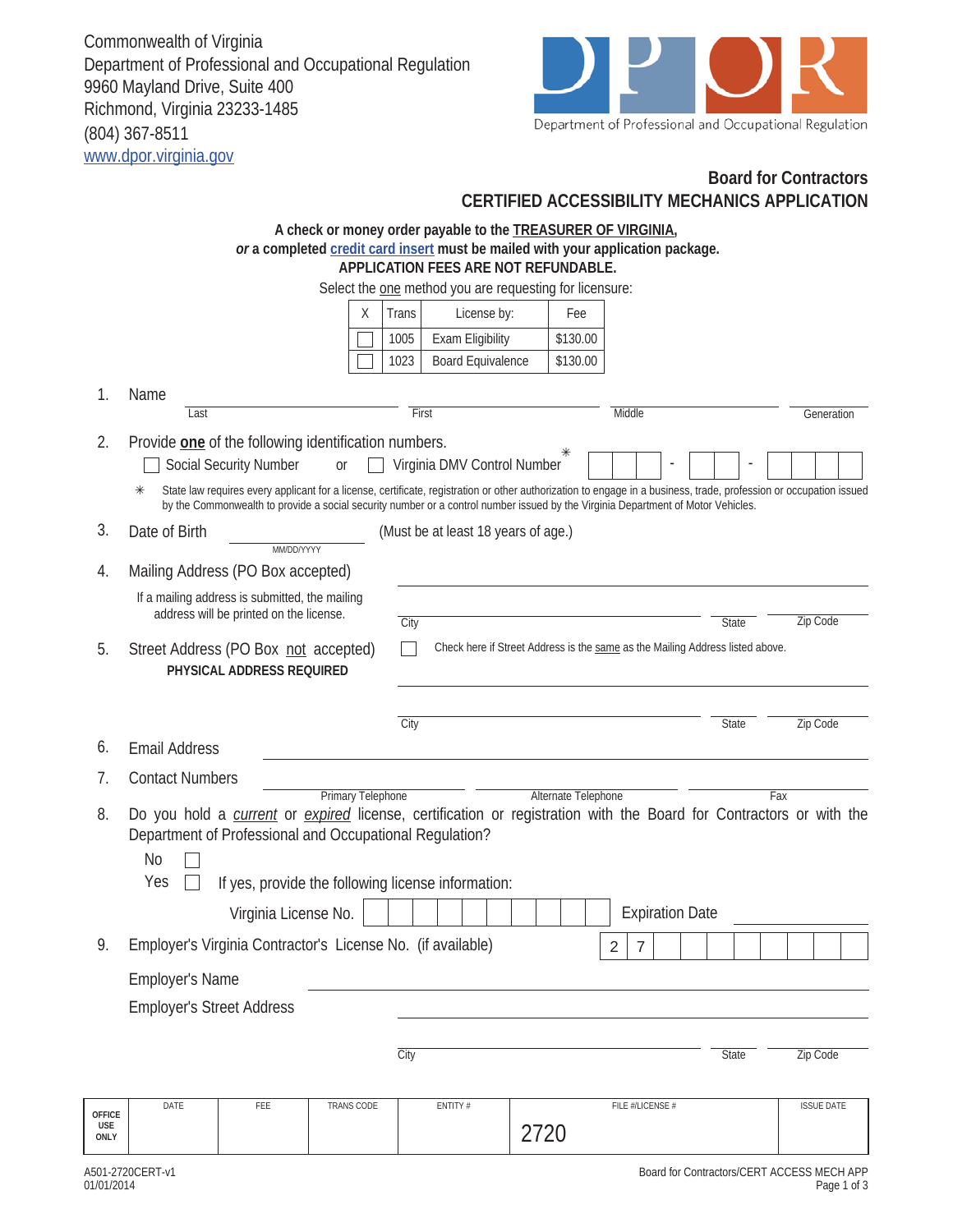Commonwealth of Virginia
Department of Professional and Occupational Regulation
9960 Mayland Drive, Suite 400
Richmond, Virginia 23233-1485
(804) 367-8511
www.dpor.virginia.gov

DPOR — Department of Professional and Occupational Regulation

## Board for Contractors
## CERTIFIED ACCESSIBILITY MECHANICS APPLICATION

**A check or money order payable to the TREASURER OF VIRGINIA,**
***or* a completed credit card insert must be mailed with your application package.**
**APPLICATION FEES ARE NOT REFUNDABLE.**

Select the one method you are requesting for licensure:

| X | Trans | License by: | Fee |
|---|---|---|---|
| ☐ | 1005 | Exam Eligibility | $130.00 |
| ☐ | 1023 | Board Equivalence | $130.00 |

1. Name ______________________ Last ______________________ First ______________________ Middle __________ Generation

2. Provide **one** of the following identification numbers.
   ☐ Social Security Number or ☐ Virginia DMV Control Number * ☐☐☐ - ☐☐ - ☐☐☐☐

   * State law requires every applicant for a license, certificate, registration or other authorization to engage in a business, trade, profession or occupation issued by the Commonwealth to provide a social security number or a control number issued by the Virginia Department of Motor Vehicles.

3. Date of Birth ______________ MM/DD/YYYY (Must be at least 18 years of age.)

4. Mailing Address (PO Box accepted)
   If a mailing address is submitted, the mailing address will be printed on the license.
   ______________________________
   City ______________ State ______ Zip Code ______

5. Street Address (PO Box not accepted)
   **PHYSICAL ADDRESS REQUIRED**
   ☐ Check here if Street Address is the same as the Mailing Address listed above.
   ______________________________
   City ______________ State ______ Zip Code ______

6. Email Address ______________________________

7. Contact Numbers ______________ Primary Telephone ______________ Alternate Telephone ______________ Fax

8. Do you hold a *current* or *expired* license, certification or registration with the Board for Contractors or with the Department of Professional and Occupational Regulation?
   No ☐
   Yes ☐ If yes, provide the following license information:
   Virginia License No. ☐☐☐☐☐☐☐☐☐☐ Expiration Date ______________

9. Employer's Virginia Contractor's License No. (if available) 2 7 ☐☐☐☐☐☐☐☐
   Employer's Name ______________________________
   Employer's Street Address ______________________________
   City ______________ State ______ Zip Code ______

| OFFICE USE ONLY | DATE | FEE | TRANS CODE | ENTITY # | FILE #/LICENSE # | ISSUE DATE |
|---|---|---|---|---|---|---|
| | | | | | 2720 | |

A501-2720CERT-v1
01/01/2014

Board for Contractors/CERT ACCESS MECH APP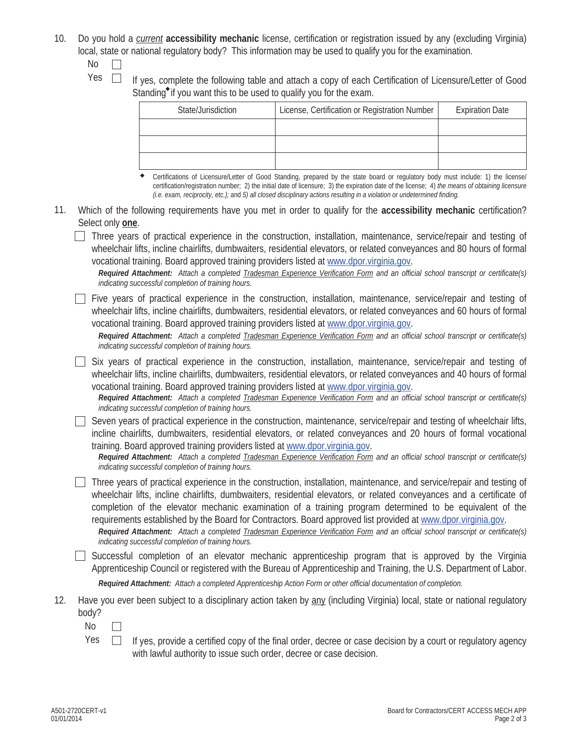10. Do you hold a *current* **accessibility mechanic** license, certification or registration issued by any (excluding Virginia) local, state or national regulatory body? This information may be used to qualify you for the examination.

    No ☐

    Yes ☐ If yes, complete the following table and attach a copy of each Certification of Licensure/Letter of Good Standing◆ if you want this to be used to qualify you for the exam.

| State/Jurisdiction | License, Certification or Registration Number | Expiration Date |
|---|---|---|
| | | |
| | | |
| | | |

◆ Certifications of Licensure/Letter of Good Standing, prepared by the state board or regulatory body must include: 1) the license/certification/registration number; 2) the initial date of licensure; 3) the expiration date of the license; 4) *the means of obtaining licensure (i.e. exam, reciprocity, etc.);* and *5) all closed disciplinary actions resulting in a violation or undetermined finding.*

11. Which of the following requirements have you met in order to qualify for the **accessibility mechanic** certification? Select only **one**.

    ☐ Three years of practical experience in the construction, installation, maintenance, service/repair and testing of wheelchair lifts, incline chairlifts, dumbwaiters, residential elevators, or related conveyances and 80 hours of formal vocational training. Board approved training providers listed at www.dpor.virginia.gov.
    ***Required Attachment:*** *Attach a completed Tradesman Experience Verification Form and an official school transcript or certificate(s) indicating successful completion of training hours.*

    ☐ Five years of practical experience in the construction, installation, maintenance, service/repair and testing of wheelchair lifts, incline chairlifts, dumbwaiters, residential elevators, or related conveyances and 60 hours of formal vocational training. Board approved training providers listed at www.dpor.virginia.gov.
    ***Required Attachment:*** *Attach a completed Tradesman Experience Verification Form and an official school transcript or certificate(s) indicating successful completion of training hours.*

    ☐ Six years of practical experience in the construction, installation, maintenance, service/repair and testing of wheelchair lifts, incline chairlifts, dumbwaiters, residential elevators, or related conveyances and 40 hours of formal vocational training. Board approved training providers listed at www.dpor.virginia.gov.
    ***Required Attachment:*** *Attach a completed Tradesman Experience Verification Form and an official school transcript or certificate(s) indicating successful completion of training hours.*

    ☐ Seven years of practical experience in the construction, maintenance, service/repair and testing of wheelchair lifts, incline chairlifts, dumbwaiters, residential elevators, or related conveyances and 20 hours of formal vocational training. Board approved training providers listed at www.dpor.virginia.gov.
    ***Required Attachment:*** *Attach a completed Tradesman Experience Verification Form and an official school transcript or certificate(s) indicating successful completion of training hours.*

    ☐ Three years of practical experience in the construction, installation, maintenance, and service/repair and testing of wheelchair lifts, incline chairlifts, dumbwaiters, residential elevators, or related conveyances and a certificate of completion of the elevator mechanic examination of a training program determined to be equivalent of the requirements established by the Board for Contractors. Board approved list provided at www.dpor.virginia.gov.
    ***Required Attachment:*** *Attach a completed Tradesman Experience Verification Form and an official school transcript or certificate(s) indicating successful completion of training hours.*

    ☐ Successful completion of an elevator mechanic apprenticeship program that is approved by the Virginia Apprenticeship Council or registered with the Bureau of Apprenticeship and Training, the U.S. Department of Labor.
    ***Required Attachment:*** *Attach a completed Apprenticeship Action Form or other official documentation of completion.*

12. Have you ever been subject to a disciplinary action taken by any (including Virginia) local, state or national regulatory body?

    No ☐

    Yes ☐ If yes, provide a certified copy of the final order, decree or case decision by a court or regulatory agency with lawful authority to issue such order, decree or case decision.

A501-2720CERT-v1
01/01/2014

Board for Contractors/CERT ACCESS MECH APP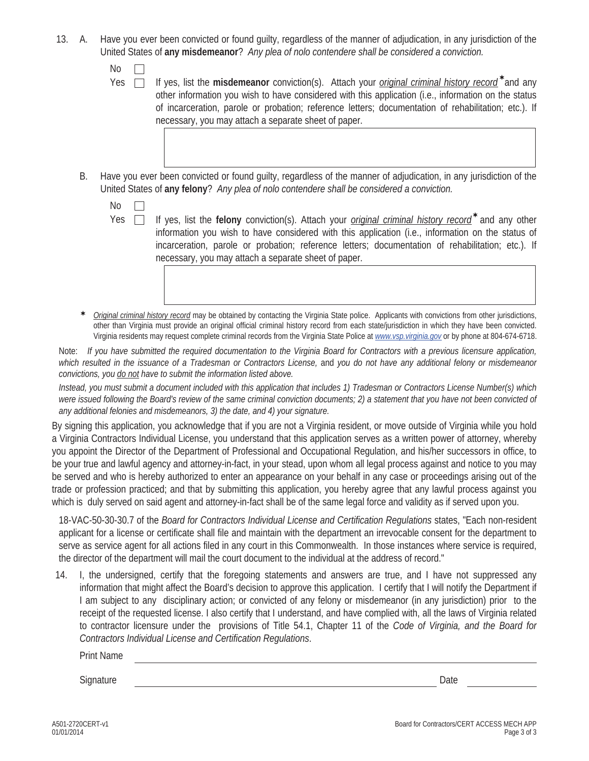13. A. Have you ever been convicted or found guilty, regardless of the manner of adjudication, in any jurisdiction of the United States of **any misdemeanor**? *Any plea of nolo contendere shall be considered a conviction.*

   - No ☐
   - Yes ☐ If yes, list the **misdemeanor** conviction(s). Attach your ***original criminal history record**** and any other information you wish to have considered with this application (i.e., information on the status of incarceration, parole or probation; reference letters; documentation of rehabilitation; etc.). If necessary, you may attach a separate sheet of paper.

   B. Have you ever been convicted or found guilty, regardless of the manner of adjudication, in any jurisdiction of the United States of **any felony**? *Any plea of nolo contendere shall be considered a conviction.*

   - No ☐
   - Yes ☐ If yes, list the **felony** conviction(s). Attach your ***original criminal history record**** and any other information you wish to have considered with this application (i.e., information on the status of incarceration, parole or probation; reference letters; documentation of rehabilitation; etc.). If necessary, you may attach a separate sheet of paper.

\* *Original criminal history record* may be obtained by contacting the Virginia State police. Applicants with convictions from other jurisdictions, other than Virginia must provide an original official criminal history record from each state/jurisdiction in which they have been convicted. Virginia residents may request complete criminal records from the Virginia State Police at *www.vsp.virginia.gov* or by phone at 804-674-6718.

Note: *If you have submitted the required documentation to the Virginia Board for Contractors with a previous licensure application, which resulted in the issuance of a Tradesman or Contractors License,* and *you do not have any additional felony or misdemeanor convictions, you do not have to submit the information listed above.*

*Instead, you must submit a document included with this application that includes 1) Tradesman or Contractors License Number(s) which were issued following the Board's review of the same criminal conviction documents; 2) a statement that you have not been convicted of any additional felonies and misdemeanors, 3) the date, and 4) your signature.*

By signing this application, you acknowledge that if you are not a Virginia resident, or move outside of Virginia while you hold a Virginia Contractors Individual License, you understand that this application serves as a written power of attorney, whereby you appoint the Director of the Department of Professional and Occupational Regulation, and his/her successors in office, to be your true and lawful agency and attorney-in-fact, in your stead, upon whom all legal process against and notice to you may be served and who is hereby authorized to enter an appearance on your behalf in any case or proceedings arising out of the trade or profession practiced; and that by submitting this application, you hereby agree that any lawful process against you which is duly served on said agent and attorney-in-fact shall be of the same legal force and validity as if served upon you.

18-VAC-50-30-30.7 of the *Board for Contractors Individual License and Certification Regulations* states, "Each non-resident applicant for a license or certificate shall file and maintain with the department an irrevocable consent for the department to serve as service agent for all actions filed in any court in this Commonwealth. In those instances where service is required, the director of the department will mail the court document to the individual at the address of record."

14. I, the undersigned, certify that the foregoing statements and answers are true, and I have not suppressed any information that might affect the Board's decision to approve this application. I certify that I will notify the Department if I am subject to any disciplinary action; or convicted of any felony or misdemeanor (in any jurisdiction) prior to the receipt of the requested license. I also certify that I understand, and have complied with, all the laws of Virginia related to contractor licensure under the provisions of Title 54.1, Chapter 11 of the *Code of Virginia, and the Board for Contractors Individual License and Certification Regulations*.

Print Name ______________________________

Signature ______________________________ Date ______________

A501-2720CERT-v1
01/01/2014

Board for Contractors/CERT ACCESS MECH APP